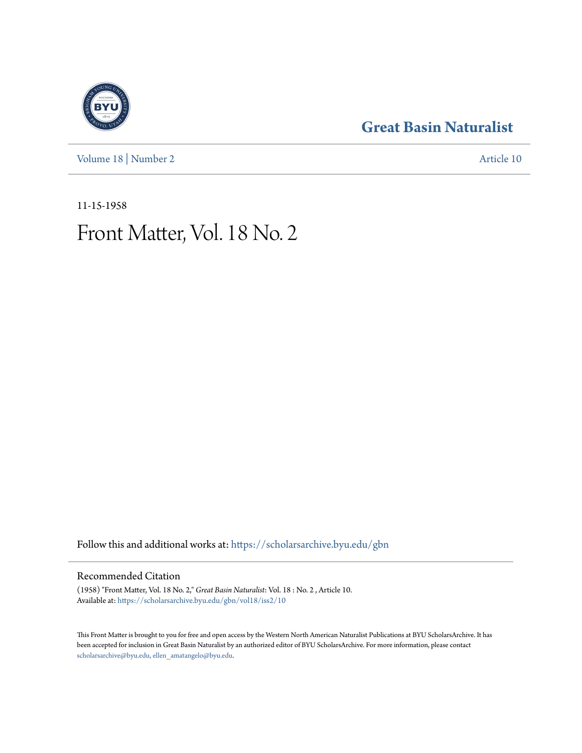# Great Basin Naturalist

Volume 18 | Number 2 Article 10

11-15-1958

# Front Matter, Vol. 18 No. 2

Follow this and additional works at: https://scholarsarchive.byu.edu/gbn

## Recommended Citation

(1958) "Front Matter, Vol. 18 No. 2," *Great Basin Naturalist*: Vol. 18 : No. 2 , Article 10.
Available at: https://scholarsarchive.byu.edu/gbn/vol18/iss2/10

This Front Matter is brought to you for free and open access by the Western North American Naturalist Publications at BYU ScholarsArchive. It has been accepted for inclusion in Great Basin Naturalist by an authorized editor of BYU ScholarsArchive. For more information, please contact scholarsarchive@byu.edu, ellen_amatangelo@byu.edu.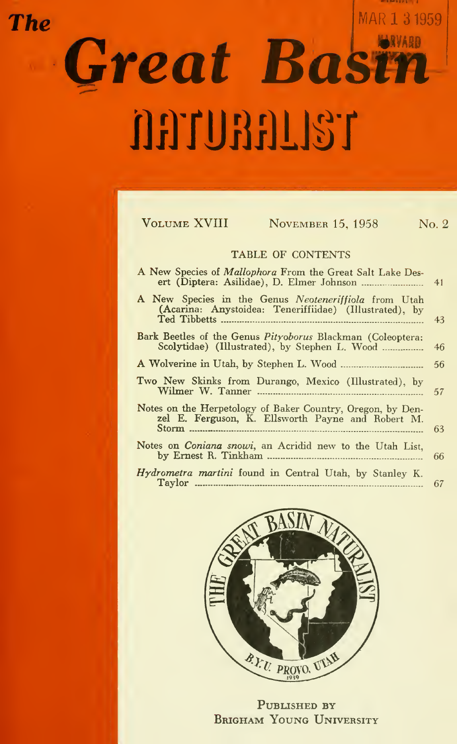# The Great Basin NATURALIST

MAR 1 3 1959

HARVARD

VOLUME XVIII NOVEMBER 15, 1958 No. 2

## TABLE OF CONTENTS

| | |
|---|---|
| A New Species of *Mallophora* From the Great Salt Lake Desert (Diptera: Asilidae), D. Elmer Johnson | 41 |
| A New Species in the Genus *Neoteneriffiola* from Utah (Acarina: Anystoidea: Teneriffiidae) (Illustrated), by Ted Tibbetts | 43 |
| Bark Beetles of the Genus *Pityoborus* Blackman (Coleoptera: Scolytidae) (Illustrated), by Stephen L. Wood | 46 |
| A Wolverine in Utah, by Stephen L. Wood | 56 |
| Two New Skinks from Durango, Mexico (Illustrated), by Wilmer W. Tanner | 57 |
| Notes on the Herpetology of Baker Country, Oregon, by Denzel E. Ferguson, K. Ellsworth Payne and Robert M. Storm | 63 |
| Notes on *Coniana snowi*, an Acridid new to the Utah List, by Ernest R. Tinkham | 66 |
| *Hydrometra martini* found in Central Utah, by Stanley K. Taylor | 67 |

THE GREAT BASIN NATURALIST
B.Y.U. PROVO, UTAH
1939

PUBLISHED BY
BRIGHAM YOUNG UNIVERSITY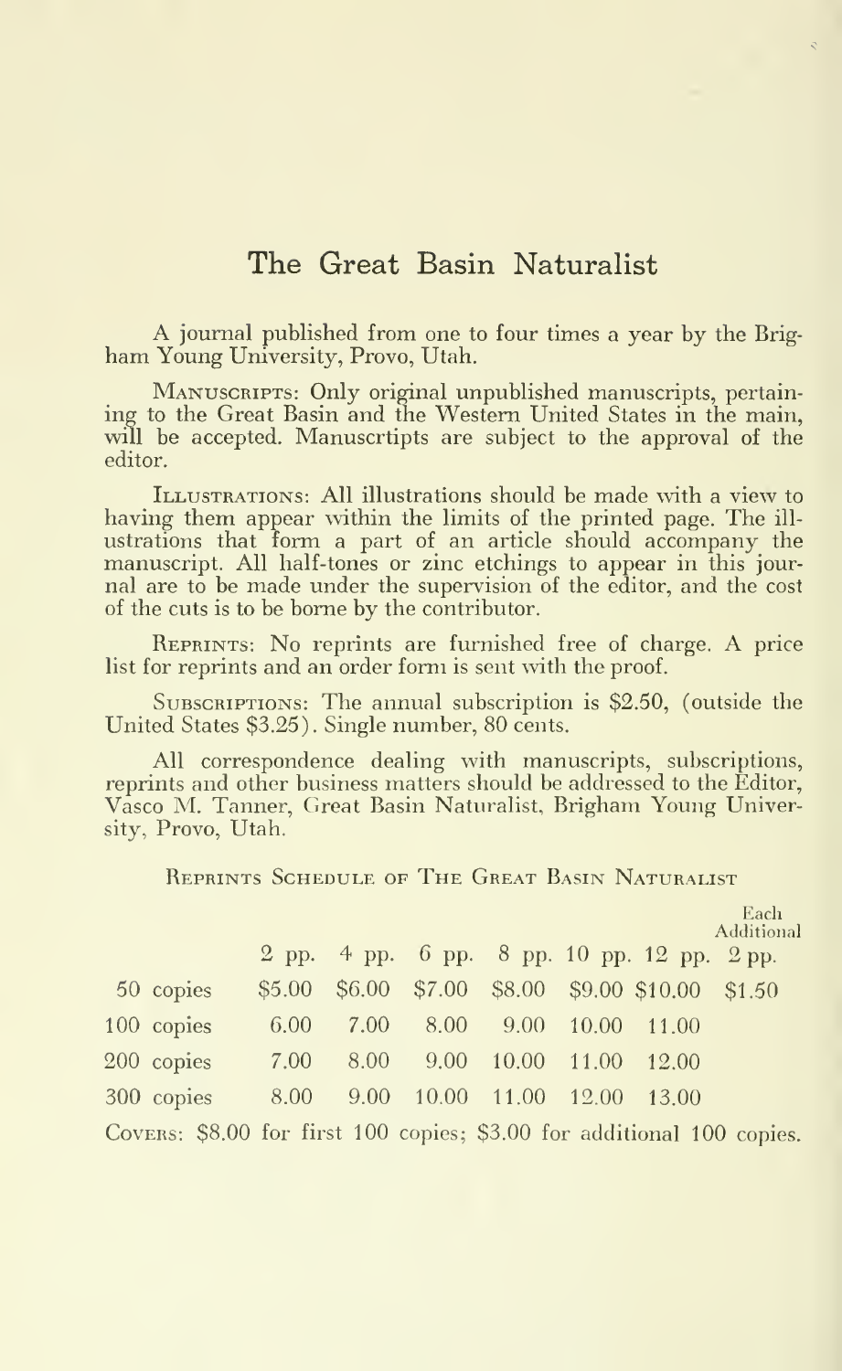# The Great Basin Naturalist

A journal published from one to four times a year by the Brigham Young University, Provo, Utah.

MANUSCRIPTS: Only original unpublished manuscripts, pertaining to the Great Basin and the Western United States in the main, will be accepted. Manuscrtipts are subject to the approval of the editor.

ILLUSTRATIONS: All illustrations should be made with a view to having them appear within the limits of the printed page. The illustrations that form a part of an article should accompany the manuscript. All half-tones or zinc etchings to appear in this journal are to be made under the supervision of the editor, and the cost of the cuts is to be borne by the contributor.

REPRINTS: No reprints are furnished free of charge. A price list for reprints and an order form is sent with the proof.

SUBSCRIPTIONS: The annual subscription is $2.50, (outside the United States $3.25). Single number, 80 cents.

All correspondence dealing with manuscripts, subscriptions, reprints and other business matters should be addressed to the Editor, Vasco M. Tanner, Great Basin Naturalist, Brigham Young University, Provo, Utah.

REPRINTS SCHEDULE OF THE GREAT BASIN NATURALIST

| | 2 pp. | 4 pp. | 6 pp. | 8 pp. | 10 pp. | 12 pp. | Each Additional 2 pp. |
|---|---|---|---|---|---|---|---|
| 50 copies | $5.00 | $6.00 | $7.00 | $8.00 | $9.00 | $10.00 | $1.50 |
| 100 copies | 6.00 | 7.00 | 8.00 | 9.00 | 10.00 | 11.00 | |
| 200 copies | 7.00 | 8.00 | 9.00 | 10.00 | 11.00 | 12.00 | |
| 300 copies | 8.00 | 9.00 | 10.00 | 11.00 | 12.00 | 13.00 | |

COVERS: $8.00 for first 100 copies; $3.00 for additional 100 copies.